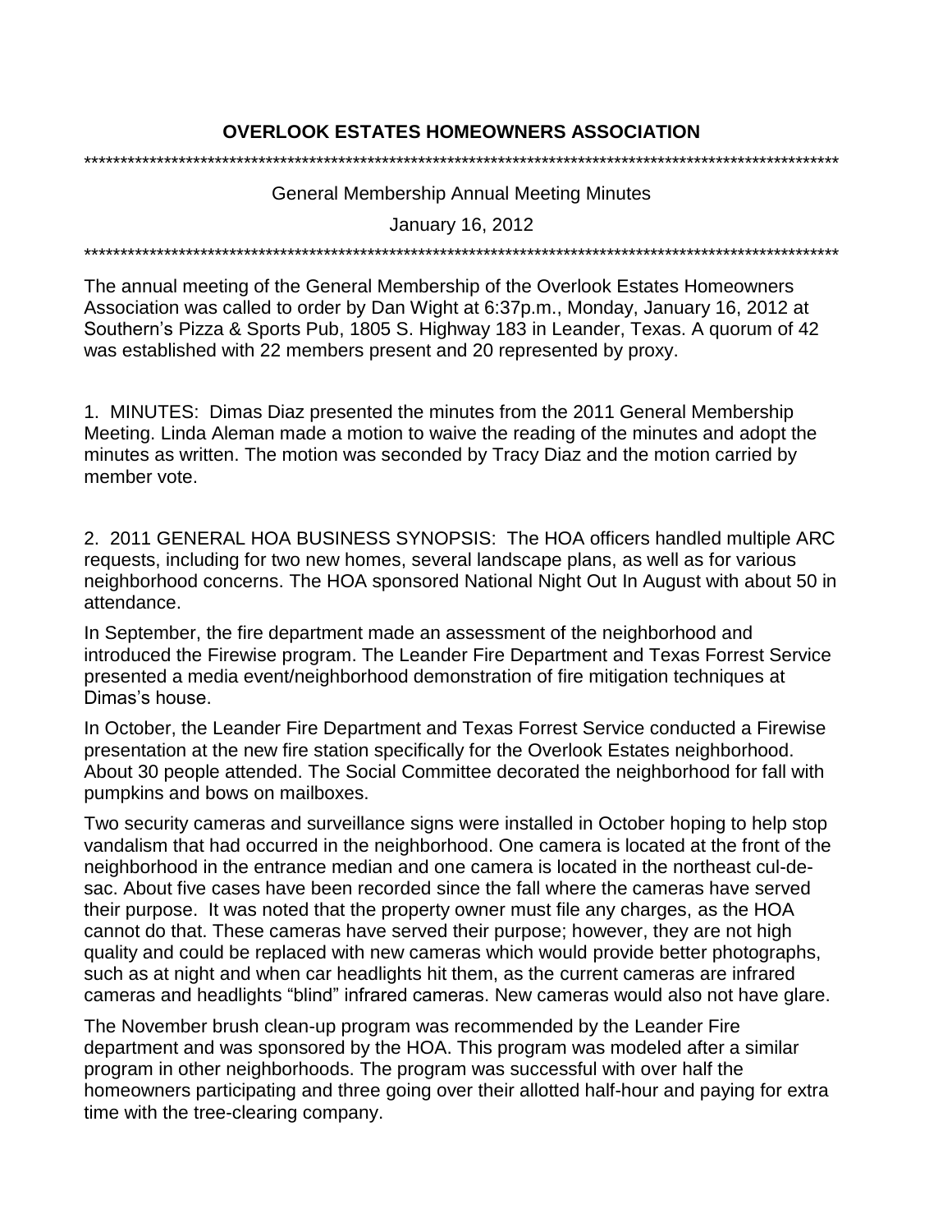**OVERLOOK ESTATES HOMEOWNERS ASSOCIATION**

\*\*\*\*\*\*\*\*\*\*\*\*\*\*\*\*\*\*\*\*\*\*\*\*\*\*\*\*\*\*\*\*\*\*\*\*\*\*\*\*\*\*\*\*\*\*\*\*\*\*\*\*\*\*\*\*\*\*\*\*\*\*\*\*\*\*\*\*\*\*\*\*\*\*\*\*\*\*\*\*\*\*\*\*\*\*\*\*\*\*\*\*\*\*\*\*\*\*\*\*\*\*\*\*\*\*\*\*

General Membership Annual Meeting Minutes

January 16, 2012

\*\*\*\*\*\*\*\*\*\*\*\*\*\*\*\*\*\*\*\*\*\*\*\*\*\*\*\*\*\*\*\*\*\*\*\*\*\*\*\*\*\*\*\*\*\*\*\*\*\*\*\*\*\*\*\*\*\*\*\*\*\*\*\*\*\*\*\*\*\*\*\*\*\*\*\*\*\*\*\*\*\*\*\*\*\*\*\*\*\*\*\*\*\*\*\*\*\*\*\*\*\*\*\*\*\*\*\*

The annual meeting of the General Membership of the Overlook Estates Homeowners Association was called to order by Dan Wight at 6:37p.m., Monday, January 16, 2012 at Southern's Pizza & Sports Pub, 1805 S. Highway 183 in Leander, Texas. A quorum of 42 was established with 22 members present and 20 represented by proxy.

1. MINUTES: Dimas Diaz presented the minutes from the 2011 General Membership Meeting. Linda Aleman made a motion to waive the reading of the minutes and adopt the minutes as written. The motion was seconded by Tracy Diaz and the motion carried by member vote.

2. 2011 GENERAL HOA BUSINESS SYNOPSIS: The HOA officers handled multiple ARC requests, including for two new homes, several landscape plans, as well as for various neighborhood concerns. The HOA sponsored National Night Out In August with about 50 in attendance.

In September, the fire department made an assessment of the neighborhood and introduced the Firewise program. The Leander Fire Department and Texas Forrest Service presented a media event/neighborhood demonstration of fire mitigation techniques at Dimas's house.

In October, the Leander Fire Department and Texas Forrest Service conducted a Firewise presentation at the new fire station specifically for the Overlook Estates neighborhood. About 30 people attended. The Social Committee decorated the neighborhood for fall with pumpkins and bows on mailboxes.

Two security cameras and surveillance signs were installed in October hoping to help stop vandalism that had occurred in the neighborhood. One camera is located at the front of the neighborhood in the entrance median and one camera is located in the northeast cul-de-sac. About five cases have been recorded since the fall where the cameras have served their purpose. It was noted that the property owner must file any charges, as the HOA cannot do that. These cameras have served their purpose; however, they are not high quality and could be replaced with new cameras which would provide better photographs, such as at night and when car headlights hit them, as the current cameras are infrared cameras and headlights "blind" infrared cameras. New cameras would also not have glare.

The November brush clean-up program was recommended by the Leander Fire department and was sponsored by the HOA. This program was modeled after a similar program in other neighborhoods. The program was successful with over half the homeowners participating and three going over their allotted half-hour and paying for extra time with the tree-clearing company.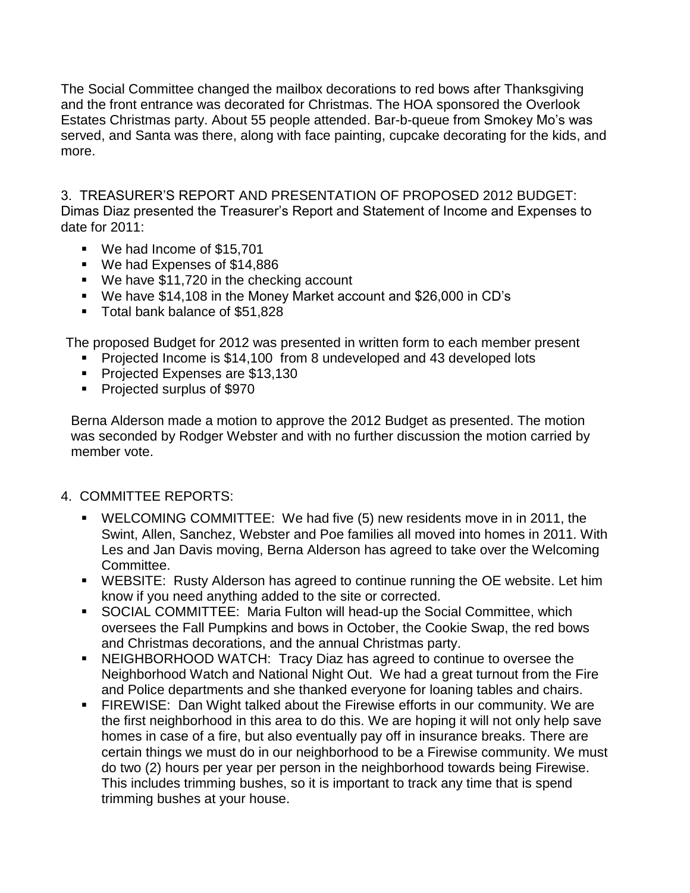The Social Committee changed the mailbox decorations to red bows after Thanksgiving and the front entrance was decorated for Christmas. The HOA sponsored the Overlook Estates Christmas party. About 55 people attended. Bar-b-queue from Smokey Mo's was served, and Santa was there, along with face painting, cupcake decorating for the kids, and more.

3. TREASURER'S REPORT AND PRESENTATION OF PROPOSED 2012 BUDGET: Dimas Diaz presented the Treasurer's Report and Statement of Income and Expenses to date for 2011:

- We had Income of $15,701
- We had Expenses of $14,886
- We have $11,720 in the checking account
- We have $14,108 in the Money Market account and $26,000 in CD's
- Total bank balance of $51,828

The proposed Budget for 2012 was presented in written form to each member present

- Projected Income is $14,100 from 8 undeveloped and 43 developed lots
- Projected Expenses are $13,130
- Projected surplus of $970

Berna Alderson made a motion to approve the 2012 Budget as presented. The motion was seconded by Rodger Webster and with no further discussion the motion carried by member vote.

4. COMMITTEE REPORTS:

- WELCOMING COMMITTEE: We had five (5) new residents move in in 2011, the Swint, Allen, Sanchez, Webster and Poe families all moved into homes in 2011. With Les and Jan Davis moving, Berna Alderson has agreed to take over the Welcoming Committee.
- WEBSITE: Rusty Alderson has agreed to continue running the OE website. Let him know if you need anything added to the site or corrected.
- SOCIAL COMMITTEE: Maria Fulton will head-up the Social Committee, which oversees the Fall Pumpkins and bows in October, the Cookie Swap, the red bows and Christmas decorations, and the annual Christmas party.
- NEIGHBORHOOD WATCH: Tracy Diaz has agreed to continue to oversee the Neighborhood Watch and National Night Out. We had a great turnout from the Fire and Police departments and she thanked everyone for loaning tables and chairs.
- FIREWISE: Dan Wight talked about the Firewise efforts in our community. We are the first neighborhood in this area to do this. We are hoping it will not only help save homes in case of a fire, but also eventually pay off in insurance breaks. There are certain things we must do in our neighborhood to be a Firewise community. We must do two (2) hours per year per person in the neighborhood towards being Firewise. This includes trimming bushes, so it is important to track any time that is spend trimming bushes at your house.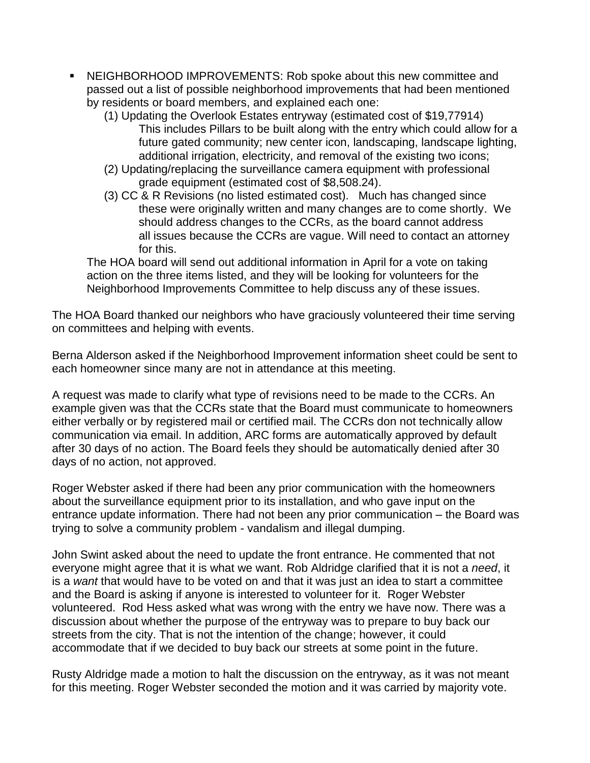- NEIGHBORHOOD IMPROVEMENTS: Rob spoke about this new committee and passed out a list of possible neighborhood improvements that had been mentioned by residents or board members, and explained each one:
  - (1) Updating the Overlook Estates entryway (estimated cost of $19,77914) This includes Pillars to be built along with the entry which could allow for a future gated community; new center icon, landscaping, landscape lighting, additional irrigation, electricity, and removal of the existing two icons;
  - (2) Updating/replacing the surveillance camera equipment with professional grade equipment (estimated cost of $8,508.24).
  - (3) CC & R Revisions (no listed estimated cost). Much has changed since these were originally written and many changes are to come shortly. We should address changes to the CCRs, as the board cannot address all issues because the CCRs are vague. Will need to contact an attorney for this.

  The HOA board will send out additional information in April for a vote on taking action on the three items listed, and they will be looking for volunteers for the Neighborhood Improvements Committee to help discuss any of these issues.

The HOA Board thanked our neighbors who have graciously volunteered their time serving on committees and helping with events.

Berna Alderson asked if the Neighborhood Improvement information sheet could be sent to each homeowner since many are not in attendance at this meeting.

A request was made to clarify what type of revisions need to be made to the CCRs. An example given was that the CCRs state that the Board must communicate to homeowners either verbally or by registered mail or certified mail. The CCRs don not technically allow communication via email. In addition, ARC forms are automatically approved by default after 30 days of no action. The Board feels they should be automatically denied after 30 days of no action, not approved.

Roger Webster asked if there had been any prior communication with the homeowners about the surveillance equipment prior to its installation, and who gave input on the entrance update information. There had not been any prior communication – the Board was trying to solve a community problem - vandalism and illegal dumping.

John Swint asked about the need to update the front entrance. He commented that not everyone might agree that it is what we want. Rob Aldridge clarified that it is not a *need*, it is a *want* that would have to be voted on and that it was just an idea to start a committee and the Board is asking if anyone is interested to volunteer for it. Roger Webster volunteered. Rod Hess asked what was wrong with the entry we have now. There was a discussion about whether the purpose of the entryway was to prepare to buy back our streets from the city. That is not the intention of the change; however, it could accommodate that if we decided to buy back our streets at some point in the future.

Rusty Aldridge made a motion to halt the discussion on the entryway, as it was not meant for this meeting. Roger Webster seconded the motion and it was carried by majority vote.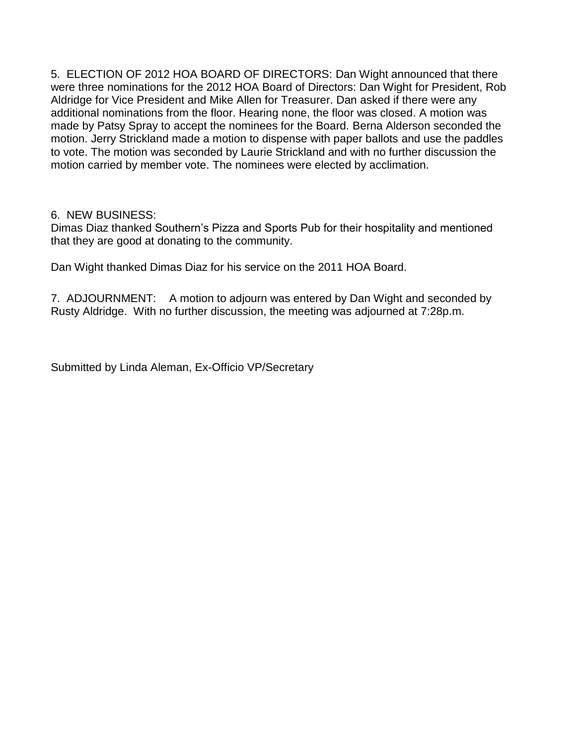5. ELECTION OF 2012 HOA BOARD OF DIRECTORS: Dan Wight announced that there were three nominations for the 2012 HOA Board of Directors: Dan Wight for President, Rob Aldridge for Vice President and Mike Allen for Treasurer. Dan asked if there were any additional nominations from the floor. Hearing none, the floor was closed. A motion was made by Patsy Spray to accept the nominees for the Board. Berna Alderson seconded the motion. Jerry Strickland made a motion to dispense with paper ballots and use the paddles to vote. The motion was seconded by Laurie Strickland and with no further discussion the motion carried by member vote. The nominees were elected by acclimation.

6. NEW BUSINESS:
Dimas Diaz thanked Southern's Pizza and Sports Pub for their hospitality and mentioned that they are good at donating to the community.

Dan Wight thanked Dimas Diaz for his service on the 2011 HOA Board.

7. ADJOURNMENT: A motion to adjourn was entered by Dan Wight and seconded by Rusty Aldridge. With no further discussion, the meeting was adjourned at 7:28p.m.

Submitted by Linda Aleman, Ex-Officio VP/Secretary